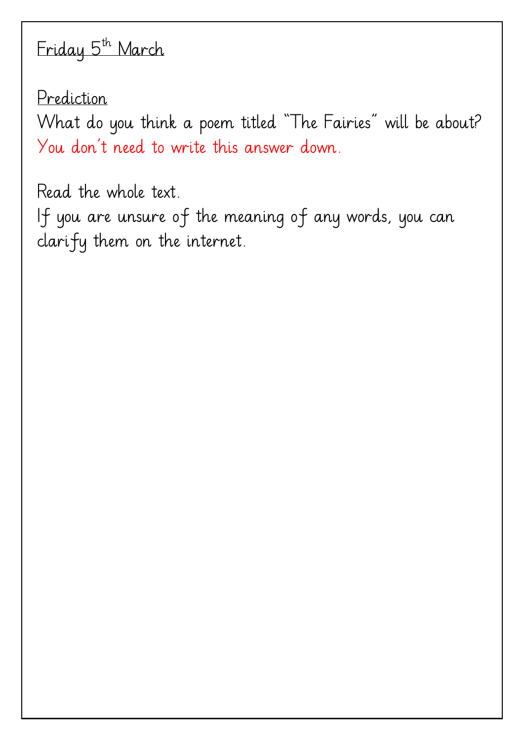Friday 5th March

Prediction

What do you think a poem titled "The Fairies" will be about?
You don't need to write this answer down.

Read the whole text.
If you are unsure of the meaning of any words, you can clarify them on the internet.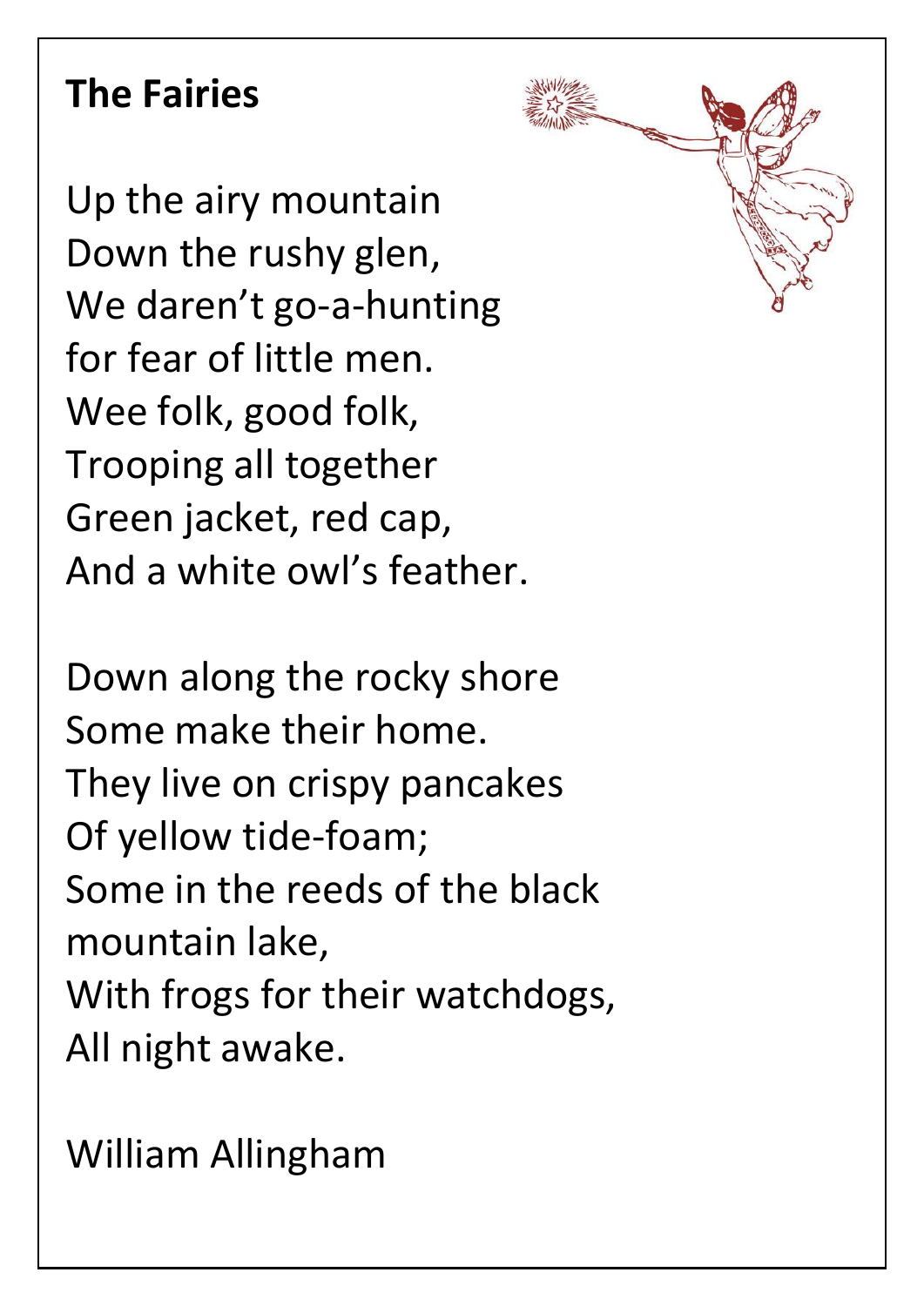**The Fairies**

Up the airy mountain
Down the rushy glen,
We daren't go-a-hunting
for fear of little men.
Wee folk, good folk,
Trooping all together
Green jacket, red cap,
And a white owl's feather.

Down along the rocky shore
Some make their home.
They live on crispy pancakes
Of yellow tide-foam;
Some in the reeds of the black
mountain lake,
With frogs for their watchdogs,
All night awake.

William Allingham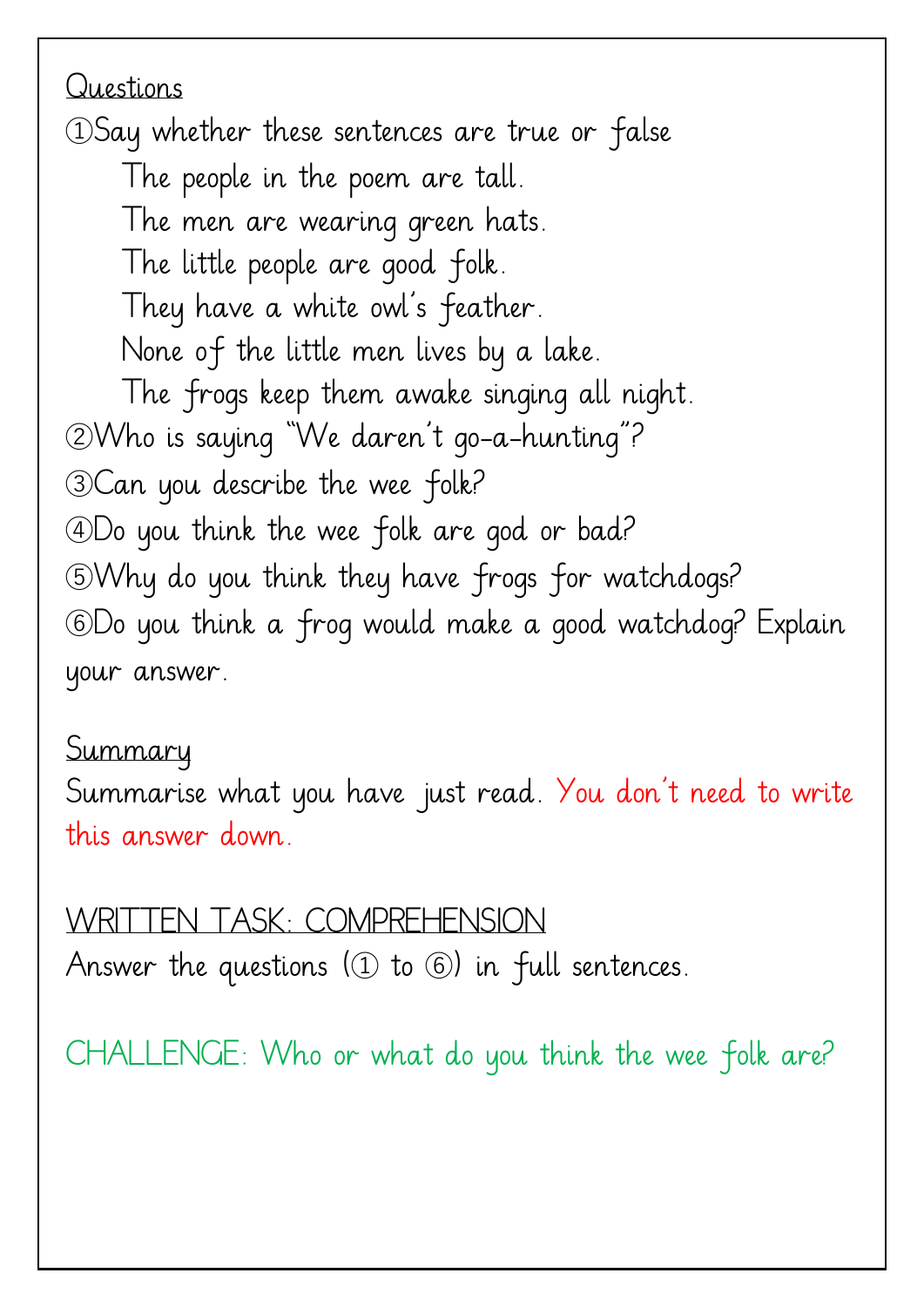Questions

① Say whether these sentences are true or false

The people in the poem are tall.

The men are wearing green hats.

The little people are good folk.

They have a white owl's feather.

None of the little men lives by a lake.

The frogs keep them awake singing all night.

② Who is saying "We daren't go-a-hunting"?

③ Can you describe the wee folk?

④ Do you think the wee folk are god or bad?

⑤ Why do you think they have frogs for watchdogs?

⑥ Do you think a frog would make a good watchdog? Explain your answer.

Summary

Summarise what you have just read. You don't need to write this answer down.

WRITTEN TASK: COMPREHENSION

Answer the questions (① to ⑥) in full sentences.

CHALLENGE: Who or what do you think the wee folk are?